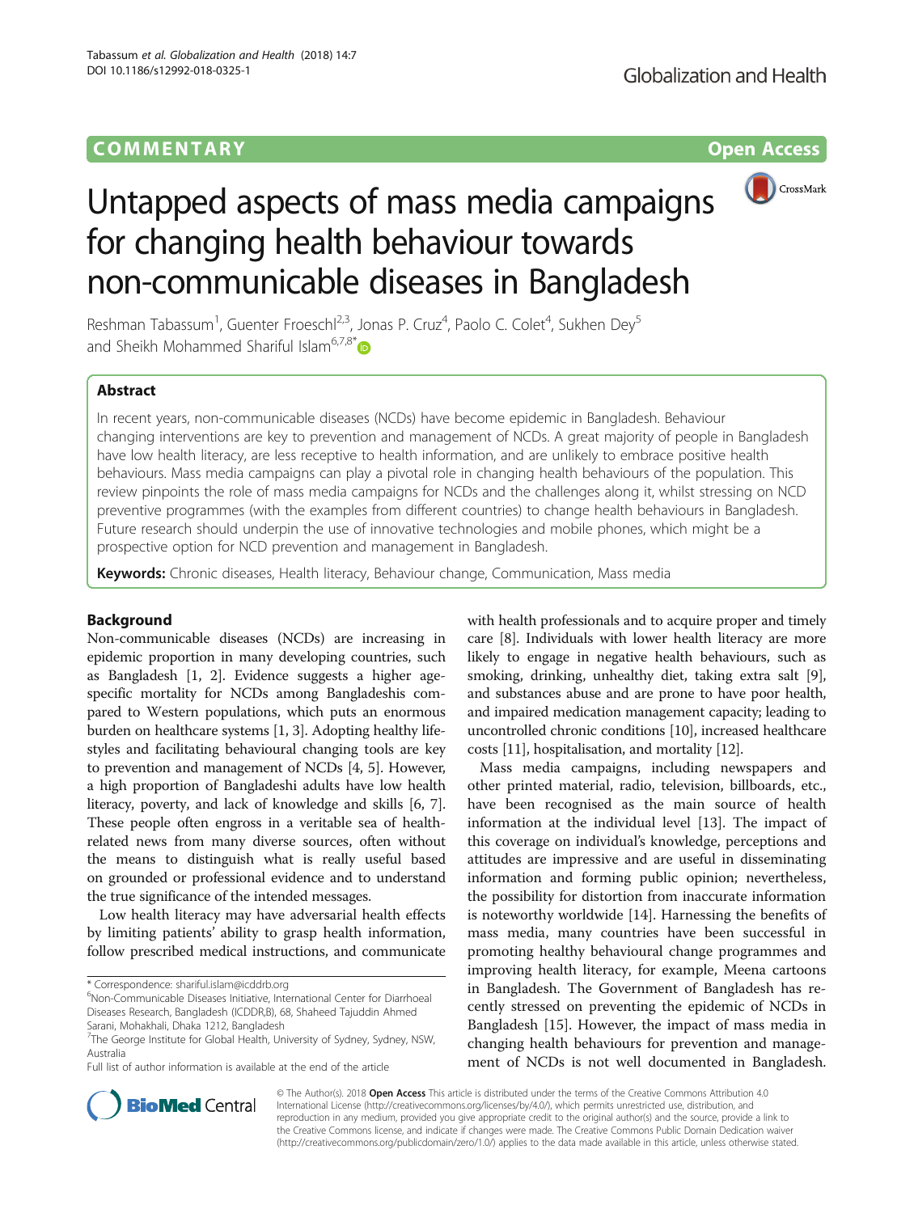**COMMENTARY** **Open Access**

# Untapped aspects of mass media campaigns for changing health behaviour towards non-communicable diseases in Bangladesh

Reshman Tabassum[1], Guenter Froeschl[2,3], Jonas P. Cruz[4], Paolo C. Colet[4], Sukhen Dey[5] and Sheikh Mohammed Shariful Islam[6,7,8*]

## Abstract

In recent years, non-communicable diseases (NCDs) have become epidemic in Bangladesh. Behaviour changing interventions are key to prevention and management of NCDs. A great majority of people in Bangladesh have low health literacy, are less receptive to health information, and are unlikely to embrace positive health behaviours. Mass media campaigns can play a pivotal role in changing health behaviours of the population. This review pinpoints the role of mass media campaigns for NCDs and the challenges along it, whilst stressing on NCD preventive programmes (with the examples from different countries) to change health behaviours in Bangladesh. Future research should underpin the use of innovative technologies and mobile phones, which might be a prospective option for NCD prevention and management in Bangladesh.

**Keywords:** Chronic diseases, Health literacy, Behaviour change, Communication, Mass media

## Background

Non-communicable diseases (NCDs) are increasing in epidemic proportion in many developing countries, such as Bangladesh [1, 2]. Evidence suggests a higher age-specific mortality for NCDs among Bangladeshis compared to Western populations, which puts an enormous burden on healthcare systems [1, 3]. Adopting healthy lifestyles and facilitating behavioural changing tools are key to prevention and management of NCDs [4, 5]. However, a high proportion of Bangladeshi adults have low health literacy, poverty, and lack of knowledge and skills [6, 7]. These people often engross in a veritable sea of health-related news from many diverse sources, often without the means to distinguish what is really useful based on grounded or professional evidence and to understand the true significance of the intended messages.

Low health literacy may have adversarial health effects by limiting patients' ability to grasp health information, follow prescribed medical instructions, and communicate with health professionals and to acquire proper and timely care [8]. Individuals with lower health literacy are more likely to engage in negative health behaviours, such as smoking, drinking, unhealthy diet, taking extra salt [9], and substances abuse and are prone to have poor health, and impaired medication management capacity; leading to uncontrolled chronic conditions [10], increased healthcare costs [11], hospitalisation, and mortality [12].

Mass media campaigns, including newspapers and other printed material, radio, television, billboards, etc., have been recognised as the main source of health information at the individual level [13]. The impact of this coverage on individual's knowledge, perceptions and attitudes are impressive and are useful in disseminating information and forming public opinion; nevertheless, the possibility for distortion from inaccurate information is noteworthy worldwide [14]. Harnessing the benefits of mass media, many countries have been successful in promoting healthy behavioural change programmes and improving health literacy, for example, Meena cartoons in Bangladesh. The Government of Bangladesh has recently stressed on preventing the epidemic of NCDs in Bangladesh [15]. However, the impact of mass media in changing health behaviours for prevention and management of NCDs is not well documented in Bangladesh.

\* Correspondence: shariful.islam@icddrb.org
[6]Non-Communicable Diseases Initiative, International Center for Diarrhoeal Diseases Research, Bangladesh (ICDDR,B), 68, Shaheed Tajuddin Ahmed Sarani, Mohakhali, Dhaka 1212, Bangladesh
[7]The George Institute for Global Health, University of Sydney, Sydney, NSW, Australia
Full list of author information is available at the end of the article

© The Author(s). 2018 **Open Access** This article is distributed under the terms of the Creative Commons Attribution 4.0 International License (http://creativecommons.org/licenses/by/4.0/), which permits unrestricted use, distribution, and reproduction in any medium, provided you give appropriate credit to the original author(s) and the source, provide a link to the Creative Commons license, and indicate if changes were made. The Creative Commons Public Domain Dedication waiver (http://creativecommons.org/publicdomain/zero/1.0/) applies to the data made available in this article, unless otherwise stated.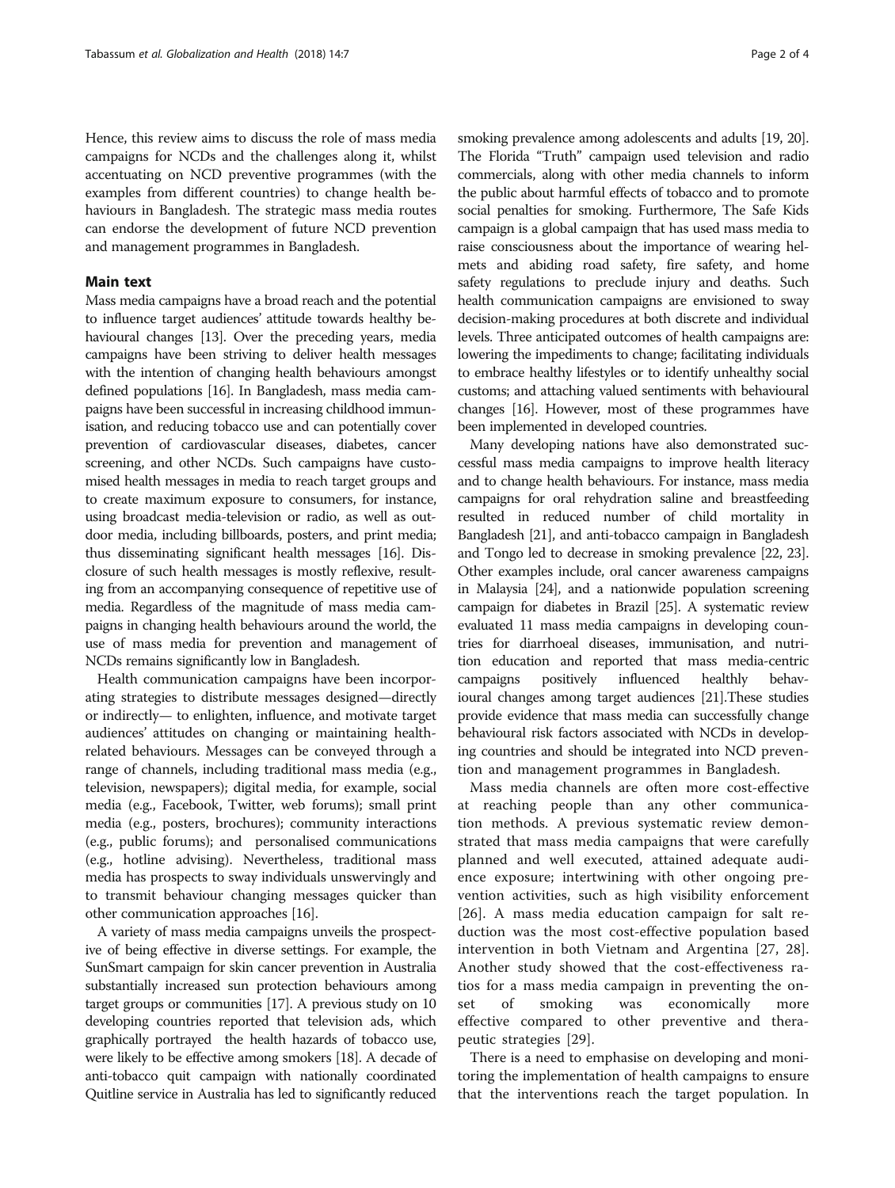Hence, this review aims to discuss the role of mass media campaigns for NCDs and the challenges along it, whilst accentuating on NCD preventive programmes (with the examples from different countries) to change health behaviours in Bangladesh. The strategic mass media routes can endorse the development of future NCD prevention and management programmes in Bangladesh.

## Main text

Mass media campaigns have a broad reach and the potential to influence target audiences' attitude towards healthy behavioural changes [13]. Over the preceding years, media campaigns have been striving to deliver health messages with the intention of changing health behaviours amongst defined populations [16]. In Bangladesh, mass media campaigns have been successful in increasing childhood immunisation, and reducing tobacco use and can potentially cover prevention of cardiovascular diseases, diabetes, cancer screening, and other NCDs. Such campaigns have customised health messages in media to reach target groups and to create maximum exposure to consumers, for instance, using broadcast media-television or radio, as well as outdoor media, including billboards, posters, and print media; thus disseminating significant health messages [16]. Disclosure of such health messages is mostly reflexive, resulting from an accompanying consequence of repetitive use of media. Regardless of the magnitude of mass media campaigns in changing health behaviours around the world, the use of mass media for prevention and management of NCDs remains significantly low in Bangladesh.

Health communication campaigns have been incorporating strategies to distribute messages designed—directly or indirectly— to enlighten, influence, and motivate target audiences' attitudes on changing or maintaining health-related behaviours. Messages can be conveyed through a range of channels, including traditional mass media (e.g., television, newspapers); digital media, for example, social media (e.g., Facebook, Twitter, web forums); small print media (e.g., posters, brochures); community interactions (e.g., public forums); and personalised communications (e.g., hotline advising). Nevertheless, traditional mass media has prospects to sway individuals unswervingly and to transmit behaviour changing messages quicker than other communication approaches [16].

A variety of mass media campaigns unveils the prospective of being effective in diverse settings. For example, the SunSmart campaign for skin cancer prevention in Australia substantially increased sun protection behaviours among target groups or communities [17]. A previous study on 10 developing countries reported that television ads, which graphically portrayed the health hazards of tobacco use, were likely to be effective among smokers [18]. A decade of anti-tobacco quit campaign with nationally coordinated Quitline service in Australia has led to significantly reduced smoking prevalence among adolescents and adults [19, 20]. The Florida "Truth" campaign used television and radio commercials, along with other media channels to inform the public about harmful effects of tobacco and to promote social penalties for smoking. Furthermore, The Safe Kids campaign is a global campaign that has used mass media to raise consciousness about the importance of wearing helmets and abiding road safety, fire safety, and home safety regulations to preclude injury and deaths. Such health communication campaigns are envisioned to sway decision-making procedures at both discrete and individual levels. Three anticipated outcomes of health campaigns are: lowering the impediments to change; facilitating individuals to embrace healthy lifestyles or to identify unhealthy social customs; and attaching valued sentiments with behavioural changes [16]. However, most of these programmes have been implemented in developed countries.

Many developing nations have also demonstrated successful mass media campaigns to improve health literacy and to change health behaviours. For instance, mass media campaigns for oral rehydration saline and breastfeeding resulted in reduced number of child mortality in Bangladesh [21], and anti-tobacco campaign in Bangladesh and Tongo led to decrease in smoking prevalence [22, 23]. Other examples include, oral cancer awareness campaigns in Malaysia [24], and a nationwide population screening campaign for diabetes in Brazil [25]. A systematic review evaluated 11 mass media campaigns in developing countries for diarrhoeal diseases, immunisation, and nutrition education and reported that mass media-centric campaigns positively influenced healthly behavioural changes among target audiences [21].These studies provide evidence that mass media can successfully change behavioural risk factors associated with NCDs in developing countries and should be integrated into NCD prevention and management programmes in Bangladesh.

Mass media channels are often more cost-effective at reaching people than any other communication methods. A previous systematic review demonstrated that mass media campaigns that were carefully planned and well executed, attained adequate audience exposure; intertwining with other ongoing prevention activities, such as high visibility enforcement [26]. A mass media education campaign for salt reduction was the most cost-effective population based intervention in both Vietnam and Argentina [27, 28]. Another study showed that the cost-effectiveness ratios for a mass media campaign in preventing the onset of smoking was economically more effective compared to other preventive and therapeutic strategies [29].

There is a need to emphasise on developing and monitoring the implementation of health campaigns to ensure that the interventions reach the target population. In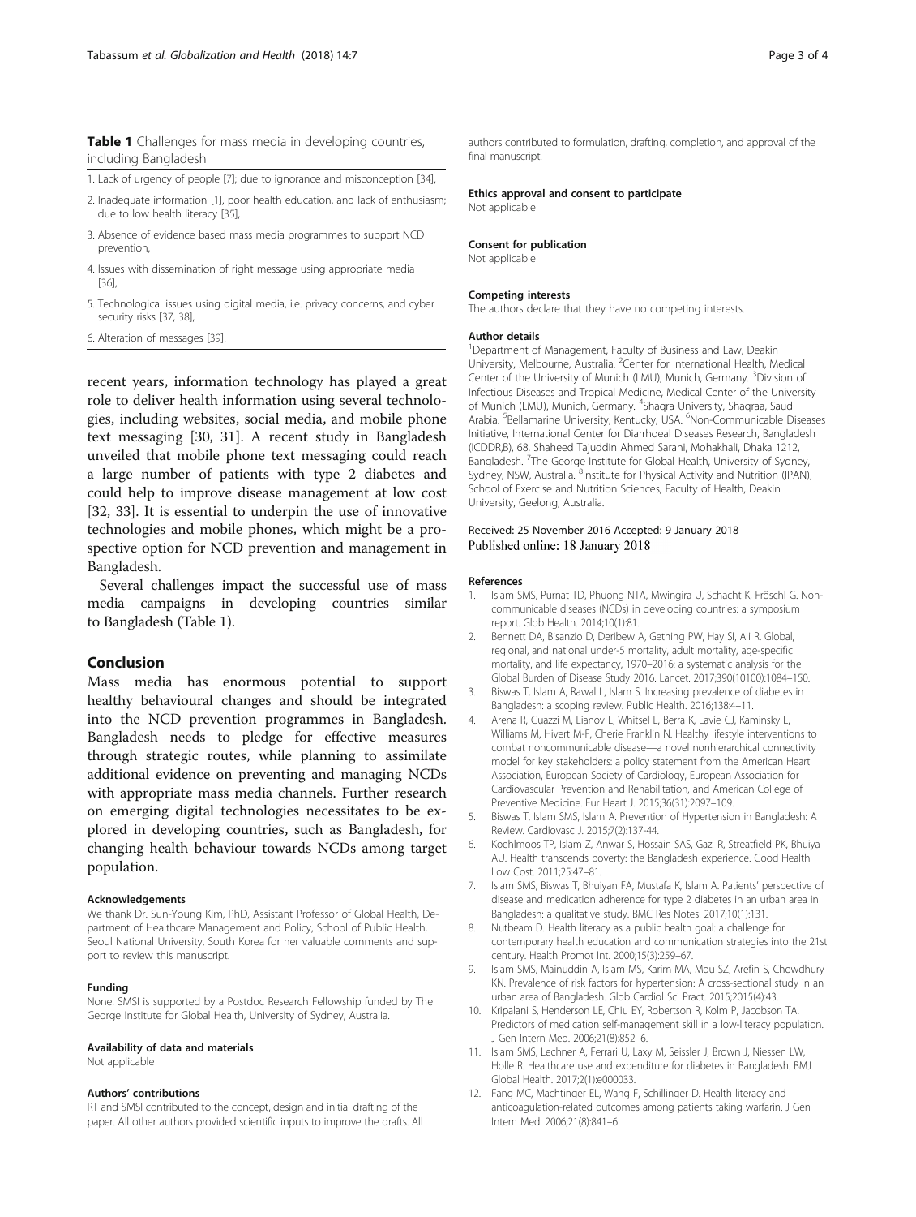**Table 1** Challenges for mass media in developing countries, including Bangladesh

| |
|---|
| 1. Lack of urgency of people [7]; due to ignorance and misconception [34], |
| 2. Inadequate information [1], poor health education, and lack of enthusiasm; due to low health literacy [35], |
| 3. Absence of evidence based mass media programmes to support NCD prevention, |
| 4. Issues with dissemination of right message using appropriate media [36], |
| 5. Technological issues using digital media, i.e. privacy concerns, and cyber security risks [37, 38], |
| 6. Alteration of messages [39]. |

recent years, information technology has played a great role to deliver health information using several technologies, including websites, social media, and mobile phone text messaging [30, 31]. A recent study in Bangladesh unveiled that mobile phone text messaging could reach a large number of patients with type 2 diabetes and could help to improve disease management at low cost [32, 33]. It is essential to underpin the use of innovative technologies and mobile phones, which might be a prospective option for NCD prevention and management in Bangladesh.

Several challenges impact the successful use of mass media campaigns in developing countries similar to Bangladesh (Table 1).

## Conclusion

Mass media has enormous potential to support healthy behavioural changes and should be integrated into the NCD prevention programmes in Bangladesh. Bangladesh needs to pledge for effective measures through strategic routes, while planning to assimilate additional evidence on preventing and managing NCDs with appropriate mass media channels. Further research on emerging digital technologies necessitates to be explored in developing countries, such as Bangladesh, for changing health behaviour towards NCDs among target population.

#### Acknowledgements

We thank Dr. Sun-Young Kim, PhD, Assistant Professor of Global Health, Department of Healthcare Management and Policy, School of Public Health, Seoul National University, South Korea for her valuable comments and support to review this manuscript.

#### Funding

None. SMSI is supported by a Postdoc Research Fellowship funded by The George Institute for Global Health, University of Sydney, Australia.

#### Availability of data and materials

Not applicable

#### Authors' contributions

RT and SMSI contributed to the concept, design and initial drafting of the paper. All other authors provided scientific inputs to improve the drafts. All authors contributed to formulation, drafting, completion, and approval of the final manuscript.

#### Ethics approval and consent to participate

Not applicable

#### Consent for publication

Not applicable

#### Competing interests

The authors declare that they have no competing interests.

#### Author details

[1]Department of Management, Faculty of Business and Law, Deakin University, Melbourne, Australia. [2]Center for International Health, Medical Center of the University of Munich (LMU), Munich, Germany. [3]Division of Infectious Diseases and Tropical Medicine, Medical Center of the University of Munich (LMU), Munich, Germany. [4]Shaqra University, Shaqraa, Saudi Arabia. [5]Bellamarine University, Kentucky, USA. [6]Non-Communicable Diseases Initiative, International Center for Diarrhoeal Diseases Research, Bangladesh (ICDDR,B), 68, Shaheed Tajuddin Ahmed Sarani, Mohakhali, Dhaka 1212, Bangladesh. [7]The George Institute for Global Health, University of Sydney, Sydney, NSW, Australia. [8]Institute for Physical Activity and Nutrition (IPAN), School of Exercise and Nutrition Sciences, Faculty of Health, Deakin University, Geelong, Australia.

Received: 25 November 2016 Accepted: 9 January 2018
Published online: 18 January 2018

#### References

1. Islam SMS, Purnat TD, Phuong NTA, Mwingira U, Schacht K, Fröschl G. Non-communicable diseases (NCDs) in developing countries: a symposium report. Glob Health. 2014;10(1):81.
2. Bennett DA, Bisanzio D, Deribew A, Gething PW, Hay SI, Ali R. Global, regional, and national under-5 mortality, adult mortality, age-specific mortality, and life expectancy, 1970–2016: a systematic analysis for the Global Burden of Disease Study 2016. Lancet. 2017;390(10100):1084–150.
3. Biswas T, Islam A, Rawal L, Islam S. Increasing prevalence of diabetes in Bangladesh: a scoping review. Public Health. 2016;138:4–11.
4. Arena R, Guazzi M, Lianov L, Whitsel L, Berra K, Lavie CJ, Kaminsky L, Williams M, Hivert M-F, Cherie Franklin N. Healthy lifestyle interventions to combat noncommunicable disease—a novel nonhierarchical connectivity model for key stakeholders: a policy statement from the American Heart Association, European Society of Cardiology, European Association for Cardiovascular Prevention and Rehabilitation, and American College of Preventive Medicine. Eur Heart J. 2015;36(31):2097–109.
5. Biswas T, Islam SMS, Islam A. Prevention of Hypertension in Bangladesh: A Review. Cardiovasc J. 2015;7(2):137-44.
6. Koehlmoos TP, Islam Z, Anwar S, Hossain SAS, Gazi R, Streatfield PK, Bhuiya AU. Health transcends poverty: the Bangladesh experience. Good Health Low Cost. 2011;25:47–81.
7. Islam SMS, Biswas T, Bhuiyan FA, Mustafa K, Islam A. Patients' perspective of disease and medication adherence for type 2 diabetes in an urban area in Bangladesh: a qualitative study. BMC Res Notes. 2017;10(1):131.
8. Nutbeam D. Health literacy as a public health goal: a challenge for contemporary health education and communication strategies into the 21st century. Health Promot Int. 2000;15(3):259–67.
9. Islam SMS, Mainuddin A, Islam MS, Karim MA, Mou SZ, Arefin S, Chowdhury KN. Prevalence of risk factors for hypertension: A cross-sectional study in an urban area of Bangladesh. Glob Cardiol Sci Pract. 2015;2015(4):43.
10. Kripalani S, Henderson LE, Chiu EY, Robertson R, Kolm P, Jacobson TA. Predictors of medication self-management skill in a low-literacy population. J Gen Intern Med. 2006;21(8):852–6.
11. Islam SMS, Lechner A, Ferrari U, Laxy M, Seissler J, Brown J, Niessen LW, Holle R. Healthcare use and expenditure for diabetes in Bangladesh. BMJ Global Health. 2017;2(1):e000033.
12. Fang MC, Machtinger EL, Wang F, Schillinger D. Health literacy and anticoagulation-related outcomes among patients taking warfarin. J Gen Intern Med. 2006;21(8):841–6.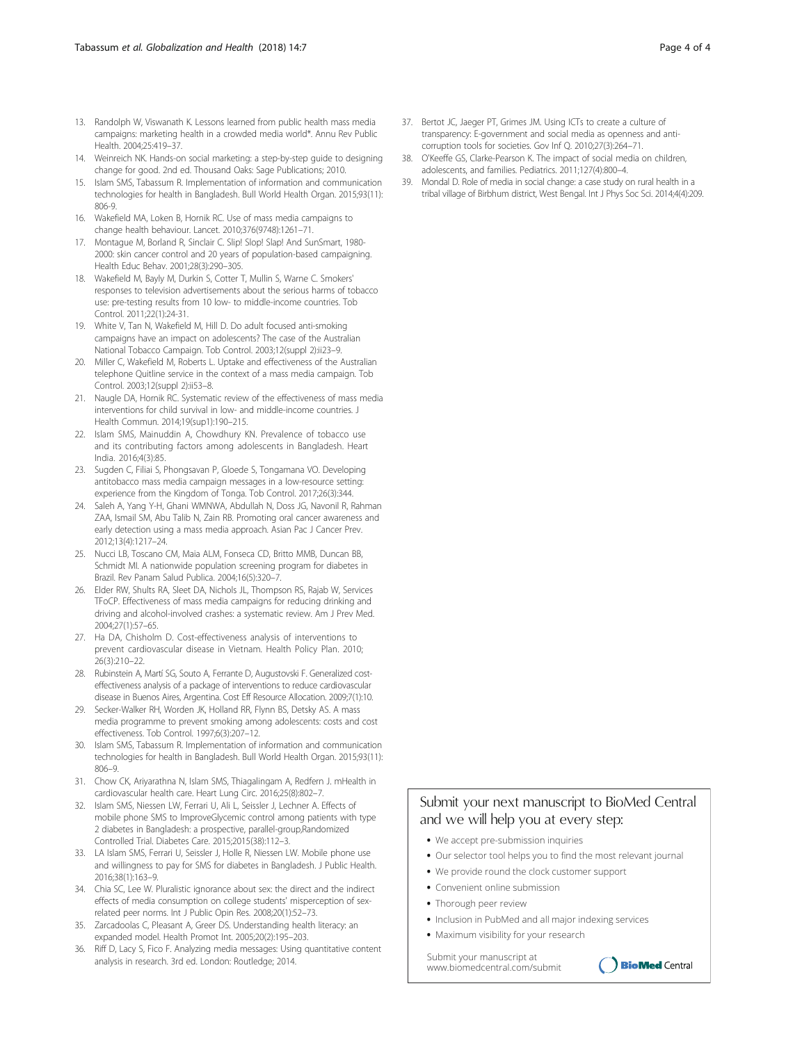13. Randolph W, Viswanath K. Lessons learned from public health mass media campaigns: marketing health in a crowded media world*. Annu Rev Public Health. 2004;25:419–37.
14. Weinreich NK. Hands-on social marketing: a step-by-step guide to designing change for good. 2nd ed. Thousand Oaks: Sage Publications; 2010.
15. Islam SMS, Tabassum R. Implementation of information and communication technologies for health in Bangladesh. Bull World Health Organ. 2015;93(11): 806-9.
16. Wakefield MA, Loken B, Hornik RC. Use of mass media campaigns to change health behaviour. Lancet. 2010;376(9748):1261–71.
17. Montague M, Borland R, Sinclair C. Slip! Slop! Slap! And SunSmart, 1980-2000: skin cancer control and 20 years of population-based campaigning. Health Educ Behav. 2001;28(3):290–305.
18. Wakefield M, Bayly M, Durkin S, Cotter T, Mullin S, Warne C. Smokers' responses to television advertisements about the serious harms of tobacco use: pre-testing results from 10 low- to middle-income countries. Tob Control. 2011;22(1):24-31.
19. White V, Tan N, Wakefield M, Hill D. Do adult focused anti-smoking campaigns have an impact on adolescents? The case of the Australian National Tobacco Campaign. Tob Control. 2003;12(suppl 2):ii23–9.
20. Miller C, Wakefield M, Roberts L. Uptake and effectiveness of the Australian telephone Quitline service in the context of a mass media campaign. Tob Control. 2003;12(suppl 2):ii53–8.
21. Naugle DA, Hornik RC. Systematic review of the effectiveness of mass media interventions for child survival in low- and middle-income countries. J Health Commun. 2014;19(sup1):190–215.
22. Islam SMS, Mainuddin A, Chowdhury KN. Prevalence of tobacco use and its contributing factors among adolescents in Bangladesh. Heart India. 2016;4(3):85.
23. Sugden C, Filiai S, Phongsavan P, Gloede S, Tongamana VO. Developing antitobacco mass media campaign messages in a low-resource setting: experience from the Kingdom of Tonga. Tob Control. 2017;26(3):344.
24. Saleh A, Yang Y-H, Ghani WMNWA, Abdullah N, Doss JG, Navonil R, Rahman ZAA, Ismail SM, Abu Talib N, Zain RB. Promoting oral cancer awareness and early detection using a mass media approach. Asian Pac J Cancer Prev. 2012;13(4):1217–24.
25. Nucci LB, Toscano CM, Maia ALM, Fonseca CD, Britto MMB, Duncan BB, Schmidt MI. A nationwide population screening program for diabetes in Brazil. Rev Panam Salud Publica. 2004;16(5):320–7.
26. Elder RW, Shults RA, Sleet DA, Nichols JL, Thompson RS, Rajab W, Services TFoCP. Effectiveness of mass media campaigns for reducing drinking and driving and alcohol-involved crashes: a systematic review. Am J Prev Med. 2004;27(1):57–65.
27. Ha DA, Chisholm D. Cost-effectiveness analysis of interventions to prevent cardiovascular disease in Vietnam. Health Policy Plan. 2010; 26(3):210–22.
28. Rubinstein A, Martí SG, Souto A, Ferrante D, Augustovski F. Generalized cost-effectiveness analysis of a package of interventions to reduce cardiovascular disease in Buenos Aires, Argentina. Cost Eff Resource Allocation. 2009;7(1):10.
29. Secker-Walker RH, Worden JK, Holland RR, Flynn BS, Detsky AS. A mass media programme to prevent smoking among adolescents: costs and cost effectiveness. Tob Control. 1997;6(3):207–12.
30. Islam SMS, Tabassum R. Implementation of information and communication technologies for health in Bangladesh. Bull World Health Organ. 2015;93(11): 806–9.
31. Chow CK, Ariyarathna N, Islam SMS, Thiagalingam A, Redfern J. mHealth in cardiovascular health care. Heart Lung Circ. 2016;25(8):802–7.
32. Islam SMS, Niessen LW, Ferrari U, Ali L, Seissler J, Lechner A. Effects of mobile phone SMS to ImproveGlycemic control among patients with type 2 diabetes in Bangladesh: a prospective, parallel-group,Randomized Controlled Trial. Diabetes Care. 2015;2015(38):112–3.
33. LA Islam SMS, Ferrari U, Seissler J, Holle R, Niessen LW. Mobile phone use and willingness to pay for SMS for diabetes in Bangladesh. J Public Health. 2016;38(1):163–9.
34. Chia SC, Lee W. Pluralistic ignorance about sex: the direct and the indirect effects of media consumption on college students' misperception of sex-related peer norms. Int J Public Opin Res. 2008;20(1):52–73.
35. Zarcadoolas C, Pleasant A, Greer DS. Understanding health literacy: an expanded model. Health Promot Int. 2005;20(2):195–203.
36. Riff D, Lacy S, Fico F. Analyzing media messages: Using quantitative content analysis in research. 3rd ed. London: Routledge; 2014.
37. Bertot JC, Jaeger PT, Grimes JM. Using ICTs to create a culture of transparency: E-government and social media as openness and anti-corruption tools for societies. Gov Inf Q. 2010;27(3):264–71.
38. O'Keeffe GS, Clarke-Pearson K. The impact of social media on children, adolescents, and families. Pediatrics. 2011;127(4):800–4.
39. Mondal D. Role of media in social change: a case study on rural health in a tribal village of Birbhum district, West Bengal. Int J Phys Soc Sci. 2014;4(4):209.

Submit your next manuscript to BioMed Central and we will help you at every step:

- We accept pre-submission inquiries
- Our selector tool helps you to find the most relevant journal
- We provide round the clock customer support
- Convenient online submission
- Thorough peer review
- Inclusion in PubMed and all major indexing services
- Maximum visibility for your research

Submit your manuscript at
www.biomedcentral.com/submit

BioMed Central